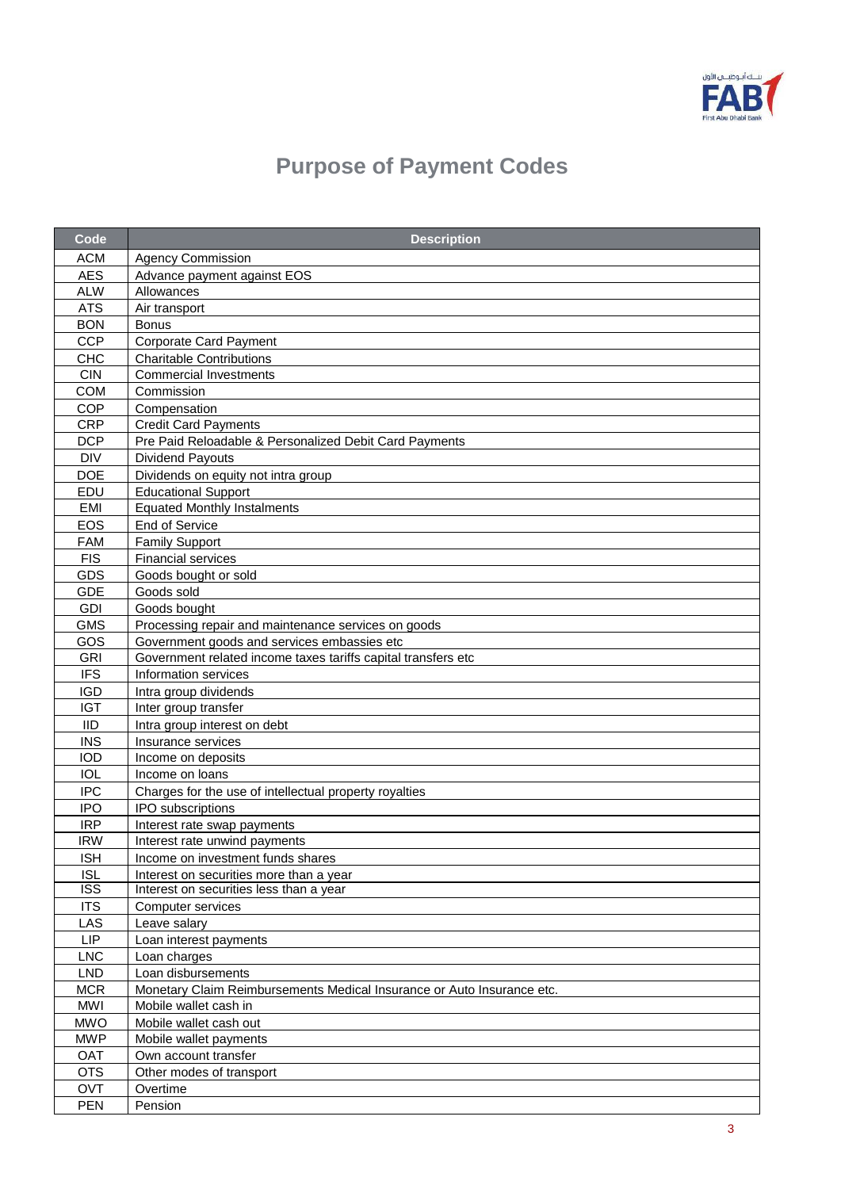# Purpose of Payment Codes

| Code | Description |
|---|---|
| ACM | Agency Commission |
| AES | Advance payment against EOS |
| ALW | Allowances |
| ATS | Air transport |
| BON | Bonus |
| CCP | Corporate Card Payment |
| CHC | Charitable Contributions |
| CIN | Commercial Investments |
| COM | Commission |
| COP | Compensation |
| CRP | Credit Card Payments |
| DCP | Pre Paid Reloadable & Personalized Debit Card Payments |
| DIV | Dividend Payouts |
| DOE | Dividends on equity not intra group |
| EDU | Educational Support |
| EMI | Equated Monthly Instalments |
| EOS | End of Service |
| FAM | Family Support |
| FIS | Financial services |
| GDS | Goods bought or sold |
| GDE | Goods sold |
| GDI | Goods bought |
| GMS | Processing repair and maintenance services on goods |
| GOS | Government goods and services embassies etc |
| GRI | Government related income taxes tariffs capital transfers etc |
| IFS | Information services |
| IGD | Intra group dividends |
| IGT | Inter group transfer |
| IID | Intra group interest on debt |
| INS | Insurance services |
| IOD | Income on deposits |
| IOL | Income on loans |
| IPC | Charges for the use of intellectual property royalties |
| IPO | IPO subscriptions |
| IRP | Interest rate swap payments |
| IRW | Interest rate unwind payments |
| ISH | Income on investment funds shares |
| ISL | Interest on securities more than a year |
| ISS | Interest on securities less than a year |
| ITS | Computer services |
| LAS | Leave salary |
| LIP | Loan interest payments |
| LNC | Loan charges |
| LND | Loan disbursements |
| MCR | Monetary Claim Reimbursements Medical Insurance or Auto Insurance etc. |
| MWI | Mobile wallet cash in |
| MWO | Mobile wallet cash out |
| MWP | Mobile wallet payments |
| OAT | Own account transfer |
| OTS | Other modes of transport |
| OVT | Overtime |
| PEN | Pension |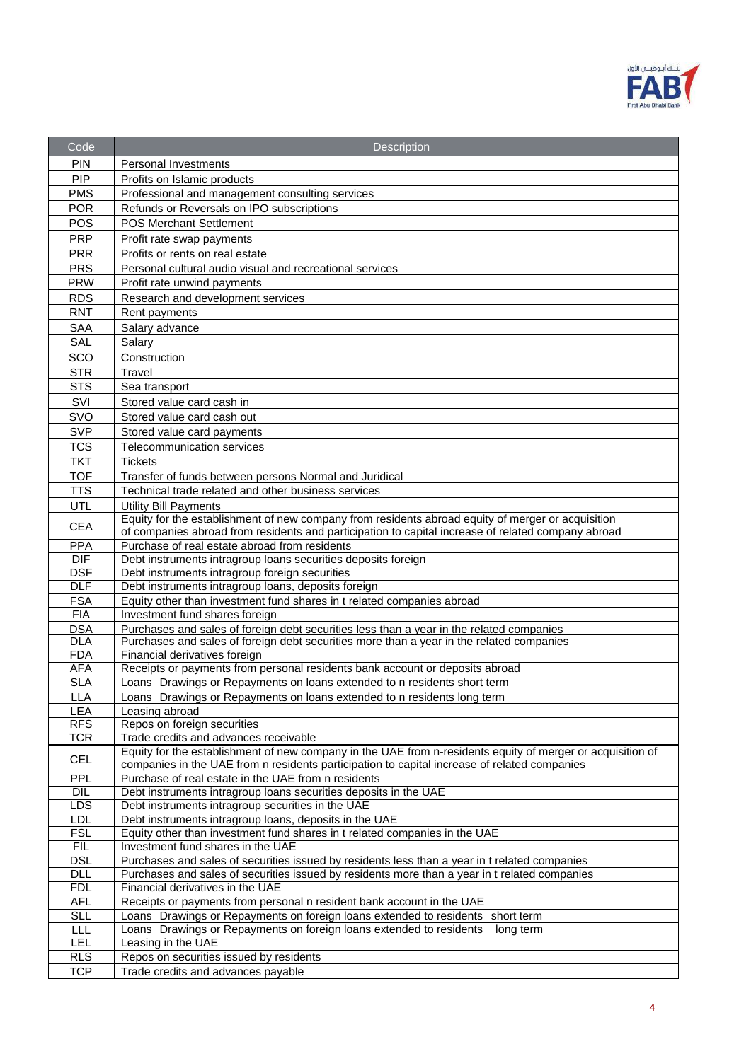| Code | Description |
|---|---|
| PIN | Personal Investments |
| PIP | Profits on Islamic products |
| PMS | Professional and management consulting services |
| POR | Refunds or Reversals on IPO subscriptions |
| POS | POS Merchant Settlement |
| PRP | Profit rate swap payments |
| PRR | Profits or rents on real estate |
| PRS | Personal cultural audio visual and recreational services |
| PRW | Profit rate unwind payments |
| RDS | Research and development services |
| RNT | Rent payments |
| SAA | Salary advance |
| SAL | Salary |
| SCO | Construction |
| STR | Travel |
| STS | Sea transport |
| SVI | Stored value card cash in |
| SVO | Stored value card cash out |
| SVP | Stored value card payments |
| TCS | Telecommunication services |
| TKT | Tickets |
| TOF | Transfer of funds between persons Normal and Juridical |
| TTS | Technical trade related and other business services |
| UTL | Utility Bill Payments |
| CEA | Equity for the establishment of new company from residents abroad equity of merger or acquisition of companies abroad from residents and participation to capital increase of related company abroad |
| PPA | Purchase of real estate abroad from residents |
| DIF | Debt instruments intragroup loans securities deposits foreign |
| DSF | Debt instruments intragroup foreign securities |
| DLF | Debt instruments intragroup loans, deposits foreign |
| FSA | Equity other than investment fund shares in t related companies abroad |
| FIA | Investment fund shares foreign |
| DSA | Purchases and sales of foreign debt securities less than a year in the related companies |
| DLA | Purchases and sales of foreign debt securities more than a year in the related companies |
| FDA | Financial derivatives foreign |
| AFA | Receipts or payments from personal residents bank account or deposits abroad |
| SLA | Loans Drawings or Repayments on loans extended to n residents short term |
| LLA | Loans Drawings or Repayments on loans extended to n residents long term |
| LEA | Leasing abroad |
| RFS | Repos on foreign securities |
| TCR | Trade credits and advances receivable |
| CEL | Equity for the establishment of new company in the UAE from n-residents equity of merger or acquisition of companies in the UAE from n residents participation to capital increase of related companies |
| PPL | Purchase of real estate in the UAE from n residents |
| DIL | Debt instruments intragroup loans securities deposits in the UAE |
| LDS | Debt instruments intragroup securities in the UAE |
| LDL | Debt instruments intragroup loans, deposits in the UAE |
| FSL | Equity other than investment fund shares in t related companies in the UAE |
| FIL | Investment fund shares in the UAE |
| DSL | Purchases and sales of securities issued by residents less than a year in t related companies |
| DLL | Purchases and sales of securities issued by residents more than a year in t related companies |
| FDL | Financial derivatives in the UAE |
| AFL | Receipts or payments from personal n resident bank account in the UAE |
| SLL | Loans Drawings or Repayments on foreign loans extended to residents short term |
| LLL | Loans Drawings or Repayments on foreign loans extended to residents long term |
| LEL | Leasing in the UAE |
| RLS | Repos on securities issued by residents |
| TCP | Trade credits and advances payable |